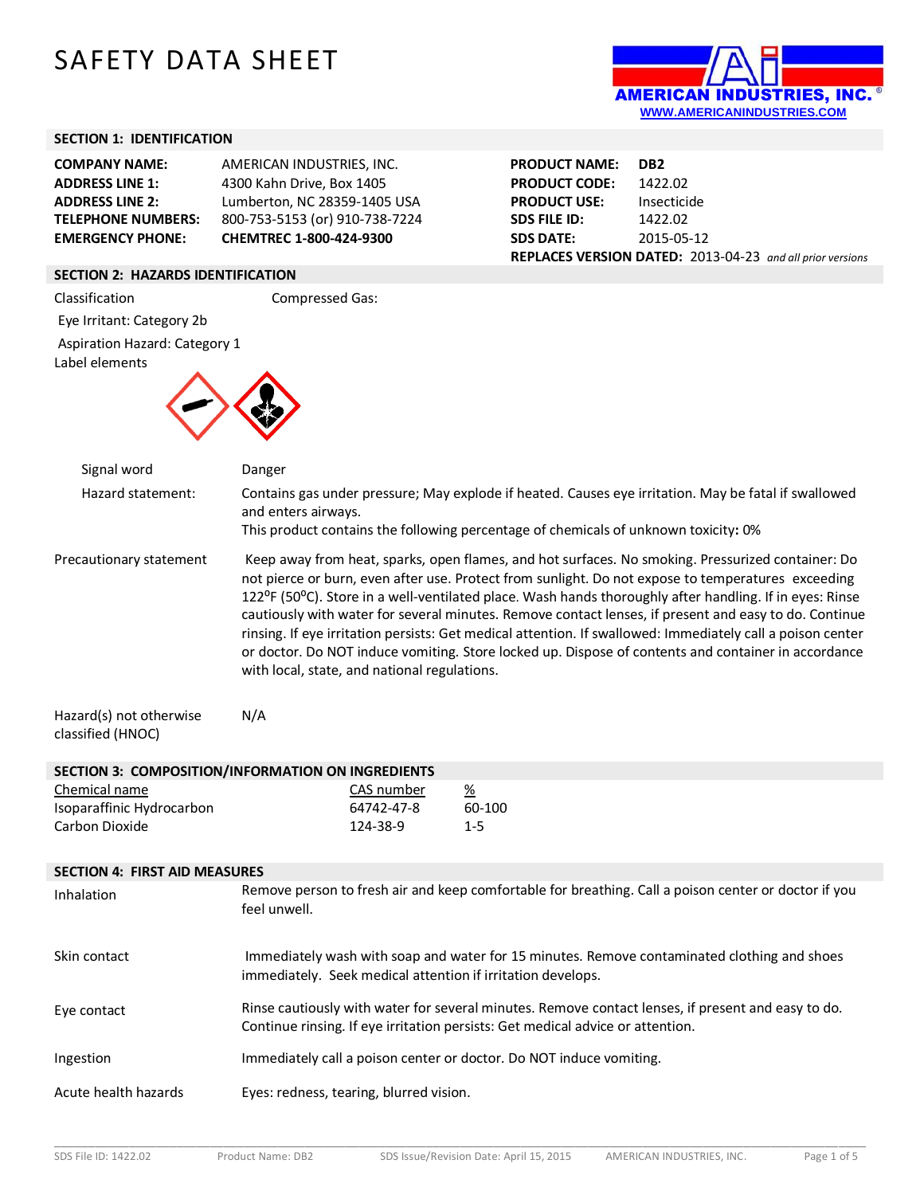# SAFETY DATA SHEET

AMERICAN INDUSTRIES, INC.
WWW.AMERICANINDUSTRIES.COM

## SECTION 1: IDENTIFICATION

| | | | |
|---|---|---|---|
| **COMPANY NAME:** | AMERICAN INDUSTRIES, INC. | **PRODUCT NAME:** | **DB2** |
| **ADDRESS LINE 1:** | 4300 Kahn Drive, Box 1405 | **PRODUCT CODE:** | 1422.02 |
| **ADDRESS LINE 2:** | Lumberton, NC 28359-1405 USA | **PRODUCT USE:** | Insecticide |
| **TELEPHONE NUMBERS:** | 800-753-5153 (or) 910-738-7224 | **SDS FILE ID:** | 1422.02 |
| **EMERGENCY PHONE:** | **CHEMTREC 1-800-424-9300** | **SDS DATE:** | 2015-05-12 |

**REPLACES VERSION DATED:** 2013-04-23 *and all prior versions*

## SECTION 2: HAZARDS IDENTIFICATION

Classification Compressed Gas:

Eye Irritant: Category 2b

Aspiration Hazard: Category 1

Label elements

Signal word: Danger

Hazard statement: Contains gas under pressure; May explode if heated. Causes eye irritation. May be fatal if swallowed and enters airways.
This product contains the following percentage of chemicals of unknown toxicity**:** 0%

Precautionary statement: Keep away from heat, sparks, open flames, and hot surfaces. No smoking. Pressurized container: Do not pierce or burn, even after use. Protect from sunlight. Do not expose to temperatures exceeding 122ºF (50ºC). Store in a well-ventilated place. Wash hands thoroughly after handling. If in eyes: Rinse cautiously with water for several minutes. Remove contact lenses, if present and easy to do. Continue rinsing. If eye irritation persists: Get medical attention. If swallowed: Immediately call a poison center or doctor. Do NOT induce vomiting. Store locked up. Dispose of contents and container in accordance with local, state, and national regulations.

Hazard(s) not otherwise classified (HNOC): N/A

## SECTION 3: COMPOSITION/INFORMATION ON INGREDIENTS

| Chemical name | CAS number | % |
|---|---|---|
| Isoparaffinic Hydrocarbon | 64742-47-8 | 60-100 |
| Carbon Dioxide | 124-38-9 | 1-5 |

## SECTION 4: FIRST AID MEASURES

**Inhalation:** Remove person to fresh air and keep comfortable for breathing. Call a poison center or doctor if you feel unwell.

**Skin contact:** Immediately wash with soap and water for 15 minutes. Remove contaminated clothing and shoes immediately. Seek medical attention if irritation develops.

**Eye contact:** Rinse cautiously with water for several minutes. Remove contact lenses, if present and easy to do. Continue rinsing. If eye irritation persists: Get medical advice or attention.

**Ingestion:** Immediately call a poison center or doctor. Do NOT induce vomiting.

**Acute health hazards:** Eyes: redness, tearing, blurred vision.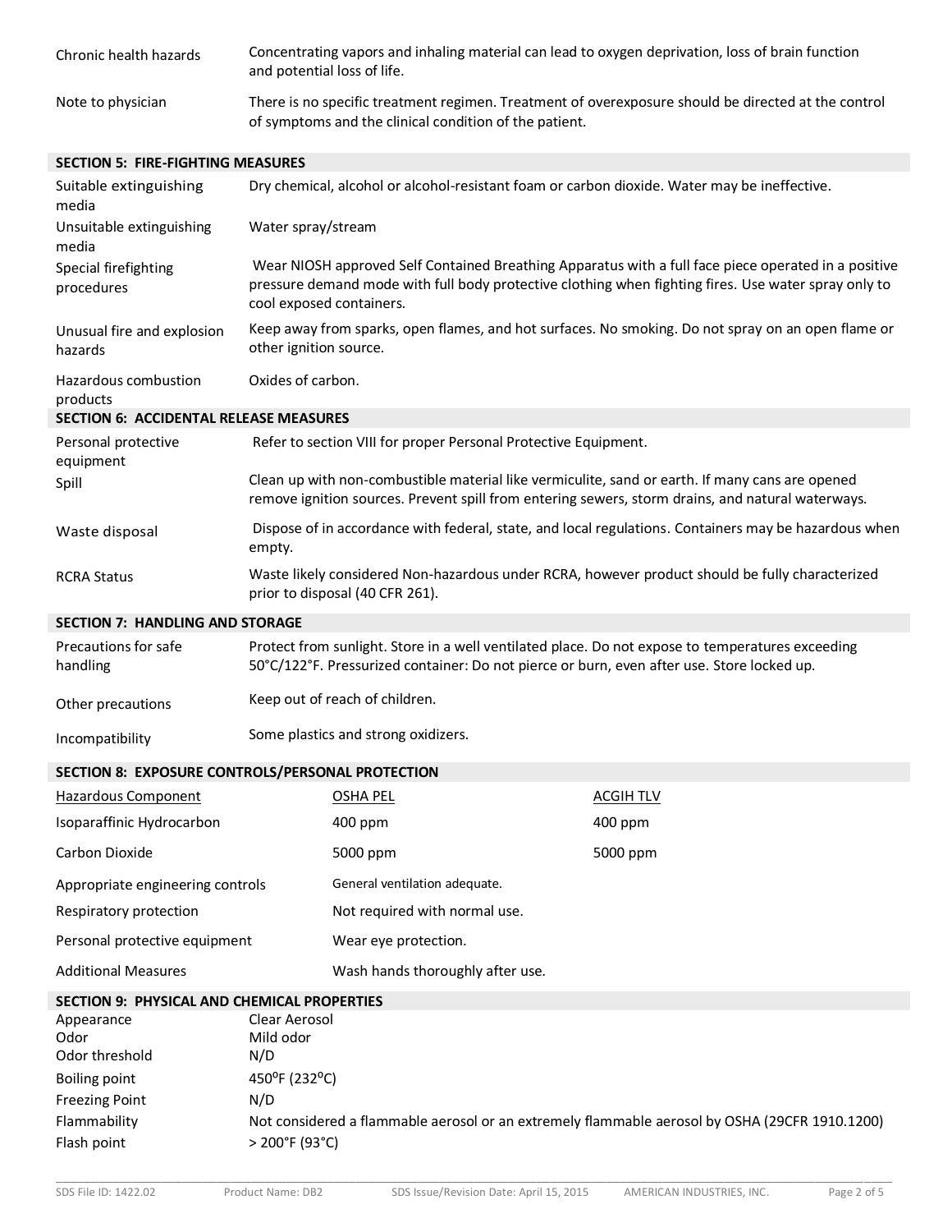| | |
|---|---|
| Chronic health hazards | Concentrating vapors and inhaling material can lead to oxygen deprivation, loss of brain function and potential loss of life. |
| Note to physician | There is no specific treatment regimen. Treatment of overexposure should be directed at the control of symptoms and the clinical condition of the patient. |

## SECTION 5: FIRE-FIGHTING MEASURES

| | |
|---|---|
| Suitable extinguishing media | Dry chemical, alcohol or alcohol-resistant foam or carbon dioxide. Water may be ineffective. |
| Unsuitable extinguishing media | Water spray/stream |
| Special firefighting procedures | Wear NIOSH approved Self Contained Breathing Apparatus with a full face piece operated in a positive pressure demand mode with full body protective clothing when fighting fires. Use water spray only to cool exposed containers. |
| Unusual fire and explosion hazards | Keep away from sparks, open flames, and hot surfaces. No smoking. Do not spray on an open flame or other ignition source. |
| Hazardous combustion products | Oxides of carbon. |

## SECTION 6: ACCIDENTAL RELEASE MEASURES

| | |
|---|---|
| Personal protective equipment | Refer to section VIII for proper Personal Protective Equipment. |
| Spill | Clean up with non-combustible material like vermiculite, sand or earth. If many cans are opened remove ignition sources. Prevent spill from entering sewers, storm drains, and natural waterways. |
| Waste disposal | Dispose of in accordance with federal, state, and local regulations. Containers may be hazardous when empty. |
| RCRA Status | Waste likely considered Non-hazardous under RCRA, however product should be fully characterized prior to disposal (40 CFR 261). |

## SECTION 7: HANDLING AND STORAGE

| | |
|---|---|
| Precautions for safe handling | Protect from sunlight. Store in a well ventilated place. Do not expose to temperatures exceeding 50°C/122°F. Pressurized container: Do not pierce or burn, even after use. Store locked up. |
| Other precautions | Keep out of reach of children. |
| Incompatibility | Some plastics and strong oxidizers. |

## SECTION 8: EXPOSURE CONTROLS/PERSONAL PROTECTION

| Hazardous Component | OSHA PEL | ACGIH TLV |
|---|---|---|
| Isoparaffinic Hydrocarbon | 400 ppm | 400 ppm |
| Carbon Dioxide | 5000 ppm | 5000 ppm |

| | |
|---|---|
| Appropriate engineering controls | General ventilation adequate. |
| Respiratory protection | Not required with normal use. |
| Personal protective equipment | Wear eye protection. |
| Additional Measures | Wash hands thoroughly after use. |

## SECTION 9: PHYSICAL AND CHEMICAL PROPERTIES

| | |
|---|---|
| Appearance | Clear Aerosol |
| Odor | Mild odor |
| Odor threshold | N/D |
| Boiling point | 450°F (232°C) |
| Freezing Point | N/D |
| Flammability | Not considered a flammable aerosol or an extremely flammable aerosol by OSHA (29CFR 1910.1200) |
| Flash point | > 200°F (93°C) |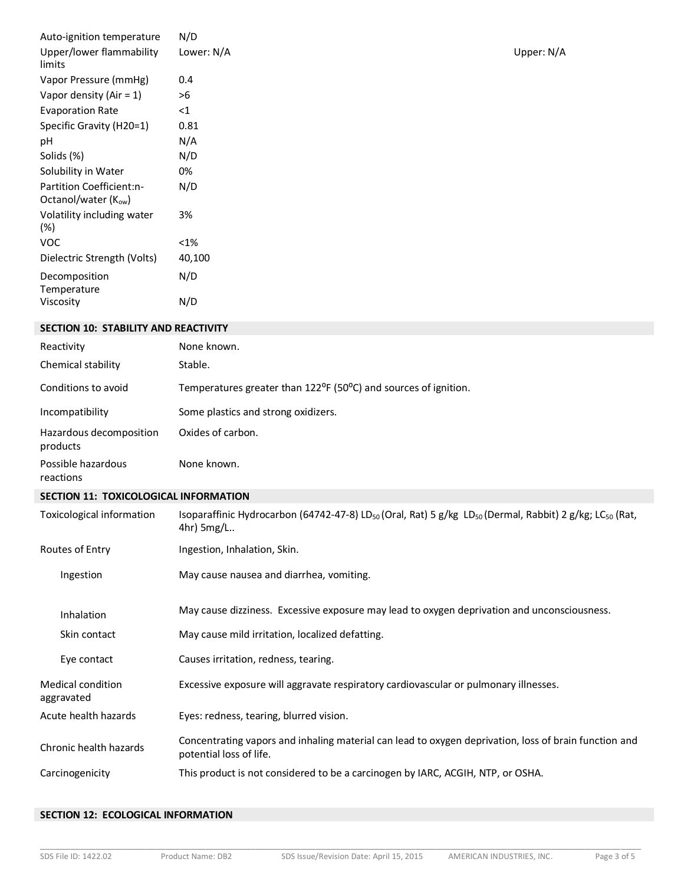| | | |
|---|---|---|
| Auto-ignition temperature | N/D | |
| Upper/lower flammability limits | Lower: N/A | Upper: N/A |
| Vapor Pressure (mmHg) | 0.4 | |
| Vapor density (Air = 1) | >6 | |
| Evaporation Rate | <1 | |
| Specific Gravity (H20=1) | 0.81 | |
| pH | N/A | |
| Solids (%) | N/D | |
| Solubility in Water | 0% | |
| Partition Coefficient:n-Octanol/water ($K_{ow}$) | N/D | |
| Volatility including water (%) | 3% | |
| VOC | <1% | |
| Dielectric Strength (Volts) | 40,100 | |
| Decomposition Temperature | N/D | |
| Viscosity | N/D | |

## SECTION 10: STABILITY AND REACTIVITY

| | |
|---|---|
| Reactivity | None known. |
| Chemical stability | Stable. |
| Conditions to avoid | Temperatures greater than 122°F (50°C) and sources of ignition. |
| Incompatibility | Some plastics and strong oxidizers. |
| Hazardous decomposition products | Oxides of carbon. |
| Possible hazardous reactions | None known. |

## SECTION 11: TOXICOLOGICAL INFORMATION

| | |
|---|---|
| Toxicological information | Isoparaffinic Hydrocarbon (64742-47-8) $LD_{50}$ (Oral, Rat) 5 g/kg $LD_{50}$ (Dermal, Rabbit) 2 g/kg; $LC_{50}$ (Rat, 4hr) 5mg/L.. |
| Routes of Entry | Ingestion, Inhalation, Skin. |
| Ingestion | May cause nausea and diarrhea, vomiting. |
| Inhalation | May cause dizziness. Excessive exposure may lead to oxygen deprivation and unconsciousness. |
| Skin contact | May cause mild irritation, localized defatting. |
| Eye contact | Causes irritation, redness, tearing. |
| Medical condition aggravated | Excessive exposure will aggravate respiratory cardiovascular or pulmonary illnesses. |
| Acute health hazards | Eyes: redness, tearing, blurred vision. |
| Chronic health hazards | Concentrating vapors and inhaling material can lead to oxygen deprivation, loss of brain function and potential loss of life. |
| Carcinogenicity | This product is not considered to be a carcinogen by IARC, ACGIH, NTP, or OSHA. |

## SECTION 12: ECOLOGICAL INFORMATION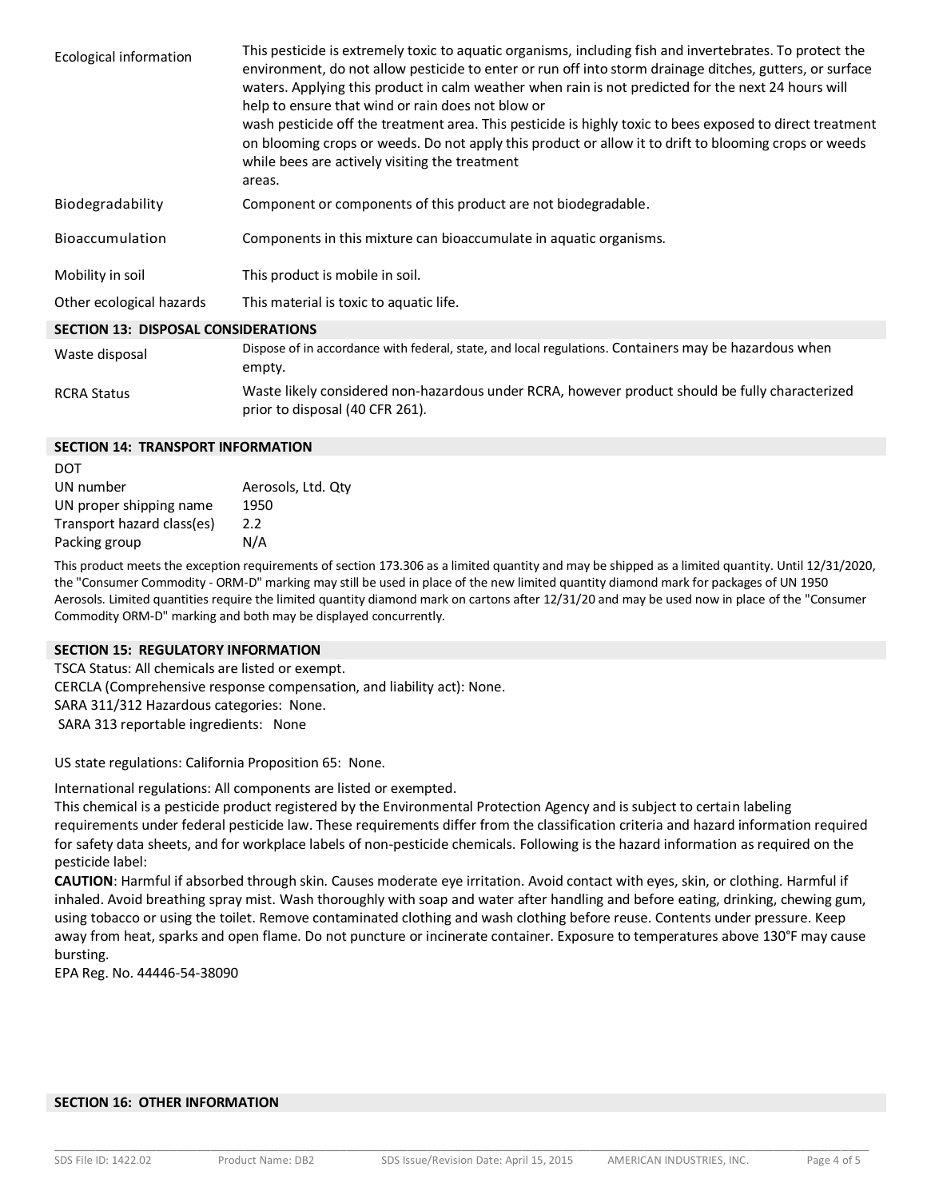| | |
|---|---|
| Ecological information | This pesticide is extremely toxic to aquatic organisms, including fish and invertebrates. To protect the environment, do not allow pesticide to enter or run off into storm drainage ditches, gutters, or surface waters. Applying this product in calm weather when rain is not predicted for the next 24 hours will help to ensure that wind or rain does not blow or wash pesticide off the treatment area. This pesticide is highly toxic to bees exposed to direct treatment on blooming crops or weeds. Do not apply this product or allow it to drift to blooming crops or weeds while bees are actively visiting the treatment areas. |
| Biodegradability | Component or components of this product are not biodegradable. |
| Bioaccumulation | Components in this mixture can bioaccumulate in aquatic organisms. |
| Mobility in soil | This product is mobile in soil. |
| Other ecological hazards | This material is toxic to aquatic life. |

## SECTION 13: DISPOSAL CONSIDERATIONS

| | |
|---|---|
| Waste disposal | Dispose of in accordance with federal, state, and local regulations. Containers may be hazardous when empty. |
| RCRA Status | Waste likely considered non-hazardous under RCRA, however product should be fully characterized prior to disposal (40 CFR 261). |

## SECTION 14: TRANSPORT INFORMATION

DOT

| | |
|---|---|
| UN number | Aerosols, Ltd. Qty |
| UN proper shipping name | 1950 |
| Transport hazard class(es) | 2.2 |
| Packing group | N/A |

This product meets the exception requirements of section 173.306 as a limited quantity and may be shipped as a limited quantity. Until 12/31/2020, the "Consumer Commodity - ORM-D" marking may still be used in place of the new limited quantity diamond mark for packages of UN 1950 Aerosols. Limited quantities require the limited quantity diamond mark on cartons after 12/31/20 and may be used now in place of the "Consumer Commodity ORM-D" marking and both may be displayed concurrently.

## SECTION 15: REGULATORY INFORMATION

TSCA Status: All chemicals are listed or exempt.
CERCLA (Comprehensive response compensation, and liability act): None.
SARA 311/312 Hazardous categories: None.
SARA 313 reportable ingredients: None

US state regulations: California Proposition 65: None.

International regulations: All components are listed or exempted.
This chemical is a pesticide product registered by the Environmental Protection Agency and is subject to certain labeling requirements under federal pesticide law. These requirements differ from the classification criteria and hazard information required for safety data sheets, and for workplace labels of non-pesticide chemicals. Following is the hazard information as required on the pesticide label:
**CAUTION**: Harmful if absorbed through skin. Causes moderate eye irritation. Avoid contact with eyes, skin, or clothing. Harmful if inhaled. Avoid breathing spray mist. Wash thoroughly with soap and water after handling and before eating, drinking, chewing gum, using tobacco or using the toilet. Remove contaminated clothing and wash clothing before reuse. Contents under pressure. Keep away from heat, sparks and open flame. Do not puncture or incinerate container. Exposure to temperatures above 130°F may cause bursting.
EPA Reg. No. 44446-54-38090

## SECTION 16: OTHER INFORMATION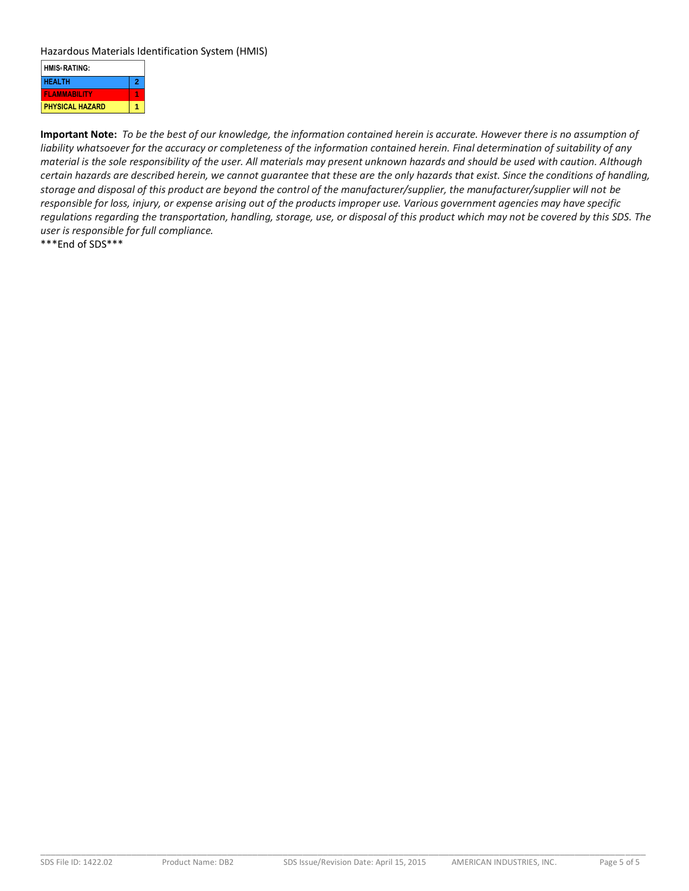Hazardous Materials Identification System (HMIS)

| HMIS® RATING: | |
|---|---|
| HEALTH | 2 |
| FLAMMABILITY | 1 |
| PHYSICAL HAZARD | 1 |

**Important Note:** *To be the best of our knowledge, the information contained herein is accurate. However there is no assumption of liability whatsoever for the accuracy or completeness of the information contained herein. Final determination of suitability of any material is the sole responsibility of the user. All materials may present unknown hazards and should be used with caution. Although certain hazards are described herein, we cannot guarantee that these are the only hazards that exist. Since the conditions of handling, storage and disposal of this product are beyond the control of the manufacturer/supplier, the manufacturer/supplier will not be responsible for loss, injury, or expense arising out of the products improper use. Various government agencies may have specific regulations regarding the transportation, handling, storage, use, or disposal of this product which may not be covered by this SDS. The user is responsible for full compliance.*

***End of SDS***